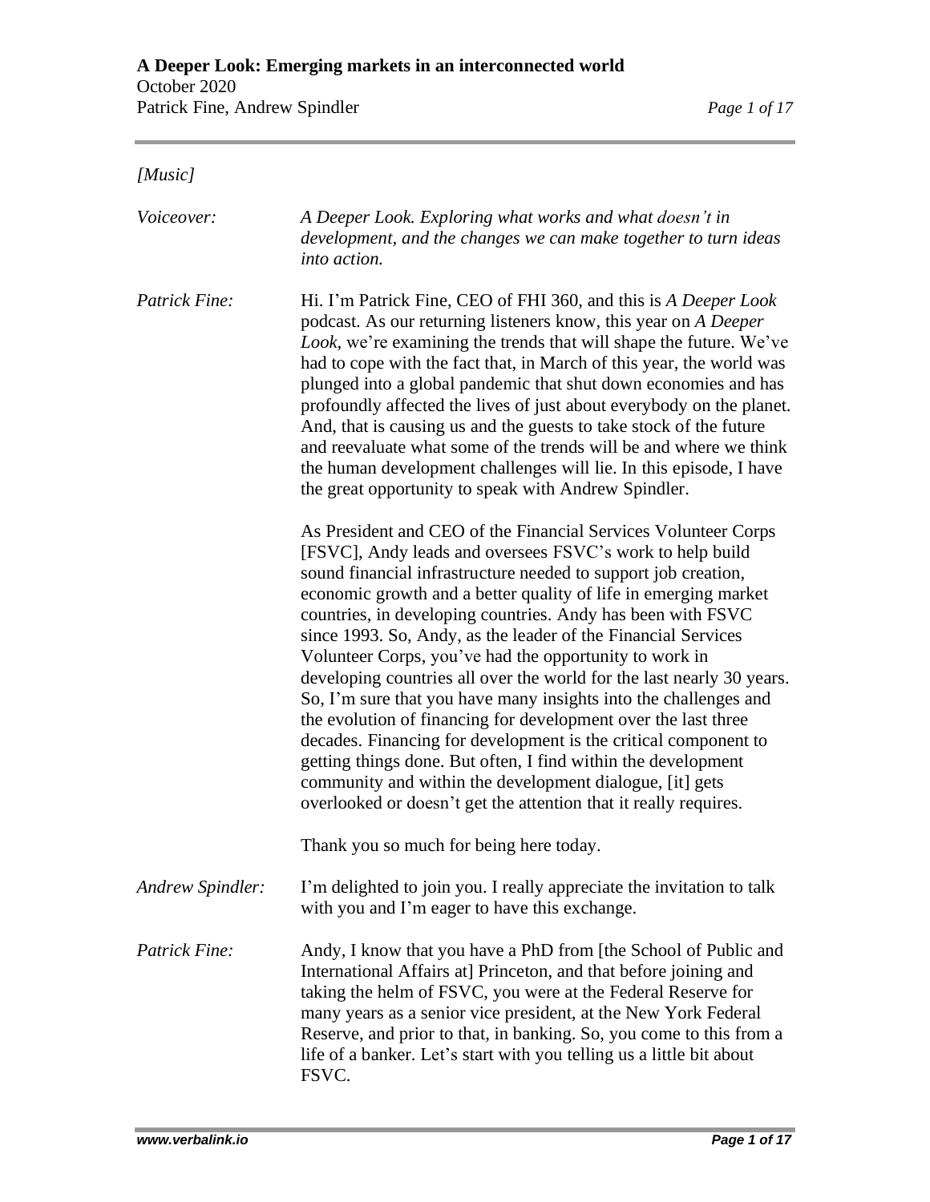# A Deeper Look: Emerging markets in an interconnected world

October 2020

Patrick Fine, Andrew Spindler

*[Music]*

*Voiceover:* *A Deeper Look. Exploring what works and what doesn't in development, and the changes we can make together to turn ideas into action.*

*Patrick Fine:* Hi. I'm Patrick Fine, CEO of FHI 360, and this is *A Deeper Look* podcast. As our returning listeners know, this year on *A Deeper Look*, we're examining the trends that will shape the future. We've had to cope with the fact that, in March of this year, the world was plunged into a global pandemic that shut down economies and has profoundly affected the lives of just about everybody on the planet. And, that is causing us and the guests to take stock of the future and reevaluate what some of the trends will be and where we think the human development challenges will lie. In this episode, I have the great opportunity to speak with Andrew Spindler.

As President and CEO of the Financial Services Volunteer Corps [FSVC], Andy leads and oversees FSVC's work to help build sound financial infrastructure needed to support job creation, economic growth and a better quality of life in emerging market countries, in developing countries. Andy has been with FSVC since 1993. So, Andy, as the leader of the Financial Services Volunteer Corps, you've had the opportunity to work in developing countries all over the world for the last nearly 30 years. So, I'm sure that you have many insights into the challenges and the evolution of financing for development over the last three decades. Financing for development is the critical component to getting things done. But often, I find within the development community and within the development dialogue, [it] gets overlooked or doesn't get the attention that it really requires.

Thank you so much for being here today.

*Andrew Spindler:* I'm delighted to join you. I really appreciate the invitation to talk with you and I'm eager to have this exchange.

*Patrick Fine:* Andy, I know that you have a PhD from [the School of Public and International Affairs at] Princeton, and that before joining and taking the helm of FSVC, you were at the Federal Reserve for many years as a senior vice president, at the New York Federal Reserve, and prior to that, in banking. So, you come to this from a life of a banker. Let's start with you telling us a little bit about FSVC.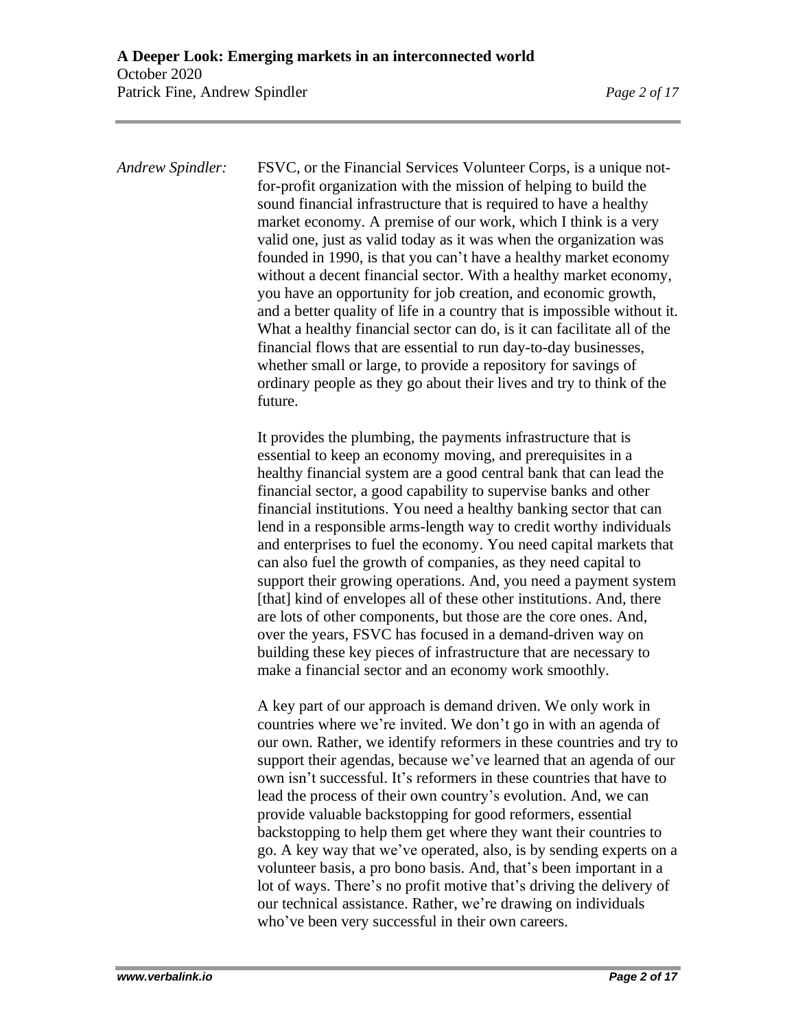*Andrew Spindler:* FSVC, or the Financial Services Volunteer Corps, is a unique not-for-profit organization with the mission of helping to build the sound financial infrastructure that is required to have a healthy market economy. A premise of our work, which I think is a very valid one, just as valid today as it was when the organization was founded in 1990, is that you can't have a healthy market economy without a decent financial sector. With a healthy market economy, you have an opportunity for job creation, and economic growth, and a better quality of life in a country that is impossible without it. What a healthy financial sector can do, is it can facilitate all of the financial flows that are essential to run day-to-day businesses, whether small or large, to provide a repository for savings of ordinary people as they go about their lives and try to think of the future.

It provides the plumbing, the payments infrastructure that is essential to keep an economy moving, and prerequisites in a healthy financial system are a good central bank that can lead the financial sector, a good capability to supervise banks and other financial institutions. You need a healthy banking sector that can lend in a responsible arms-length way to credit worthy individuals and enterprises to fuel the economy. You need capital markets that can also fuel the growth of companies, as they need capital to support their growing operations. And, you need a payment system [that] kind of envelopes all of these other institutions. And, there are lots of other components, but those are the core ones. And, over the years, FSVC has focused in a demand-driven way on building these key pieces of infrastructure that are necessary to make a financial sector and an economy work smoothly.

A key part of our approach is demand driven. We only work in countries where we're invited. We don't go in with an agenda of our own. Rather, we identify reformers in these countries and try to support their agendas, because we've learned that an agenda of our own isn't successful. It's reformers in these countries that have to lead the process of their own country's evolution. And, we can provide valuable backstopping for good reformers, essential backstopping to help them get where they want their countries to go. A key way that we've operated, also, is by sending experts on a volunteer basis, a pro bono basis. And, that's been important in a lot of ways. There's no profit motive that's driving the delivery of our technical assistance. Rather, we're drawing on individuals who've been very successful in their own careers.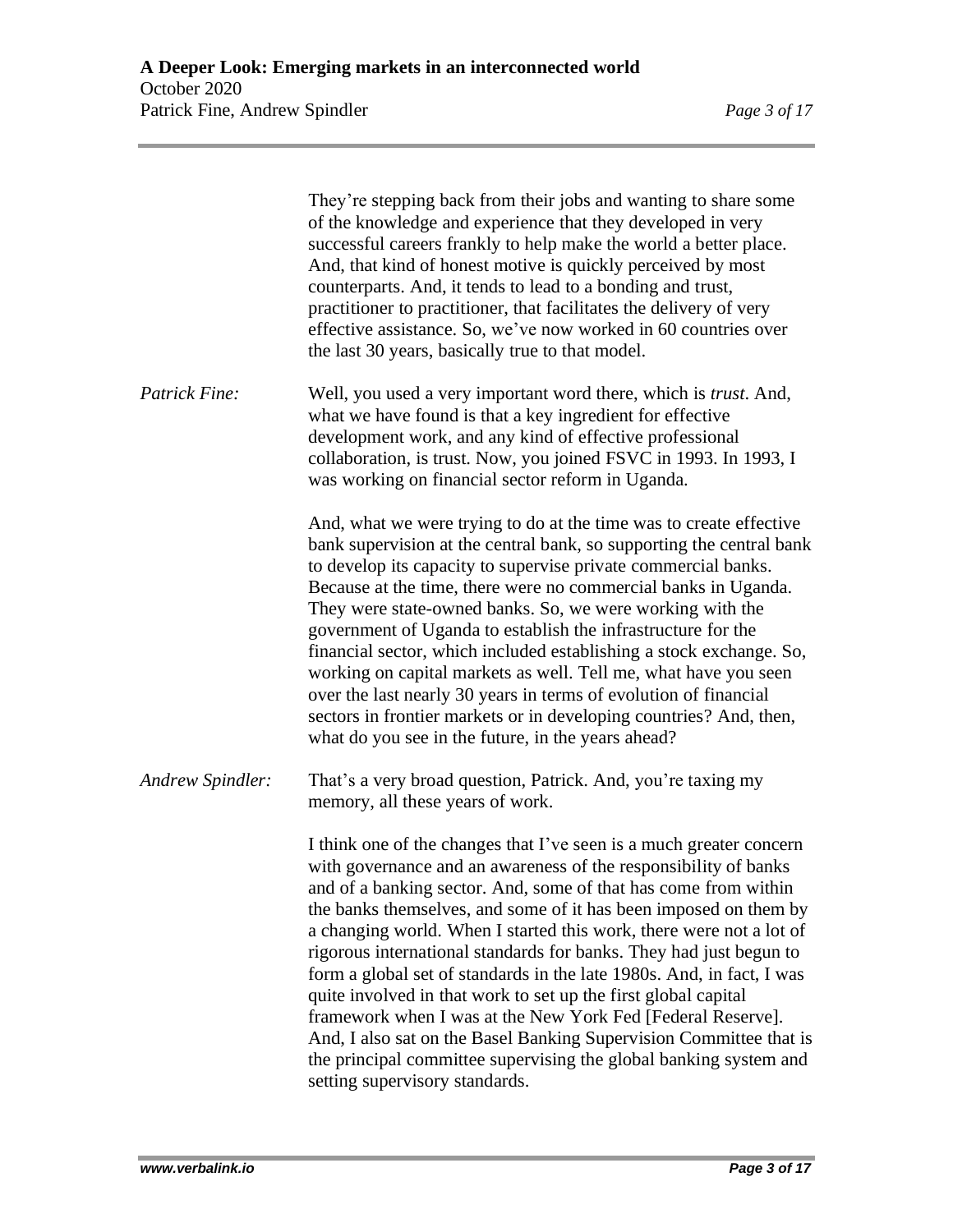They're stepping back from their jobs and wanting to share some of the knowledge and experience that they developed in very successful careers frankly to help make the world a better place. And, that kind of honest motive is quickly perceived by most counterparts. And, it tends to lead to a bonding and trust, practitioner to practitioner, that facilitates the delivery of very effective assistance. So, we've now worked in 60 countries over the last 30 years, basically true to that model.

*Patrick Fine:* Well, you used a very important word there, which is *trust*. And, what we have found is that a key ingredient for effective development work, and any kind of effective professional collaboration, is trust. Now, you joined FSVC in 1993. In 1993, I was working on financial sector reform in Uganda.

And, what we were trying to do at the time was to create effective bank supervision at the central bank, so supporting the central bank to develop its capacity to supervise private commercial banks. Because at the time, there were no commercial banks in Uganda. They were state-owned banks. So, we were working with the government of Uganda to establish the infrastructure for the financial sector, which included establishing a stock exchange. So, working on capital markets as well. Tell me, what have you seen over the last nearly 30 years in terms of evolution of financial sectors in frontier markets or in developing countries? And, then, what do you see in the future, in the years ahead?

*Andrew Spindler:* That's a very broad question, Patrick. And, you're taxing my memory, all these years of work.

I think one of the changes that I've seen is a much greater concern with governance and an awareness of the responsibility of banks and of a banking sector. And, some of that has come from within the banks themselves, and some of it has been imposed on them by a changing world. When I started this work, there were not a lot of rigorous international standards for banks. They had just begun to form a global set of standards in the late 1980s. And, in fact, I was quite involved in that work to set up the first global capital framework when I was at the New York Fed [Federal Reserve]. And, I also sat on the Basel Banking Supervision Committee that is the principal committee supervising the global banking system and setting supervisory standards.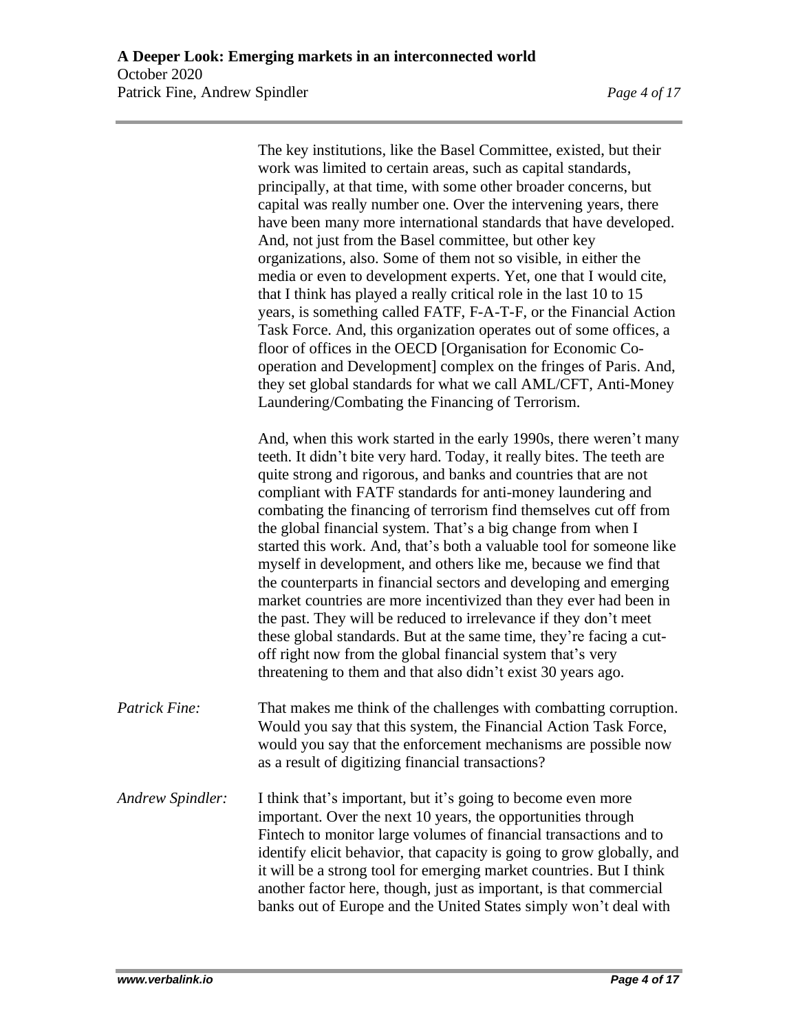The key institutions, like the Basel Committee, existed, but their work was limited to certain areas, such as capital standards, principally, at that time, with some other broader concerns, but capital was really number one. Over the intervening years, there have been many more international standards that have developed. And, not just from the Basel committee, but other key organizations, also. Some of them not so visible, in either the media or even to development experts. Yet, one that I would cite, that I think has played a really critical role in the last 10 to 15 years, is something called FATF, F-A-T-F, or the Financial Action Task Force. And, this organization operates out of some offices, a floor of offices in the OECD [Organisation for Economic Co-operation and Development] complex on the fringes of Paris. And, they set global standards for what we call AML/CFT, Anti-Money Laundering/Combating the Financing of Terrorism.

And, when this work started in the early 1990s, there weren't many teeth. It didn't bite very hard. Today, it really bites. The teeth are quite strong and rigorous, and banks and countries that are not compliant with FATF standards for anti-money laundering and combating the financing of terrorism find themselves cut off from the global financial system. That's a big change from when I started this work. And, that's both a valuable tool for someone like myself in development, and others like me, because we find that the counterparts in financial sectors and developing and emerging market countries are more incentivized than they ever had been in the past. They will be reduced to irrelevance if they don't meet these global standards. But at the same time, they're facing a cut-off right now from the global financial system that's very threatening to them and that also didn't exist 30 years ago.

*Patrick Fine:* That makes me think of the challenges with combatting corruption. Would you say that this system, the Financial Action Task Force, would you say that the enforcement mechanisms are possible now as a result of digitizing financial transactions?

*Andrew Spindler:* I think that's important, but it's going to become even more important. Over the next 10 years, the opportunities through Fintech to monitor large volumes of financial transactions and to identify elicit behavior, that capacity is going to grow globally, and it will be a strong tool for emerging market countries. But I think another factor here, though, just as important, is that commercial banks out of Europe and the United States simply won't deal with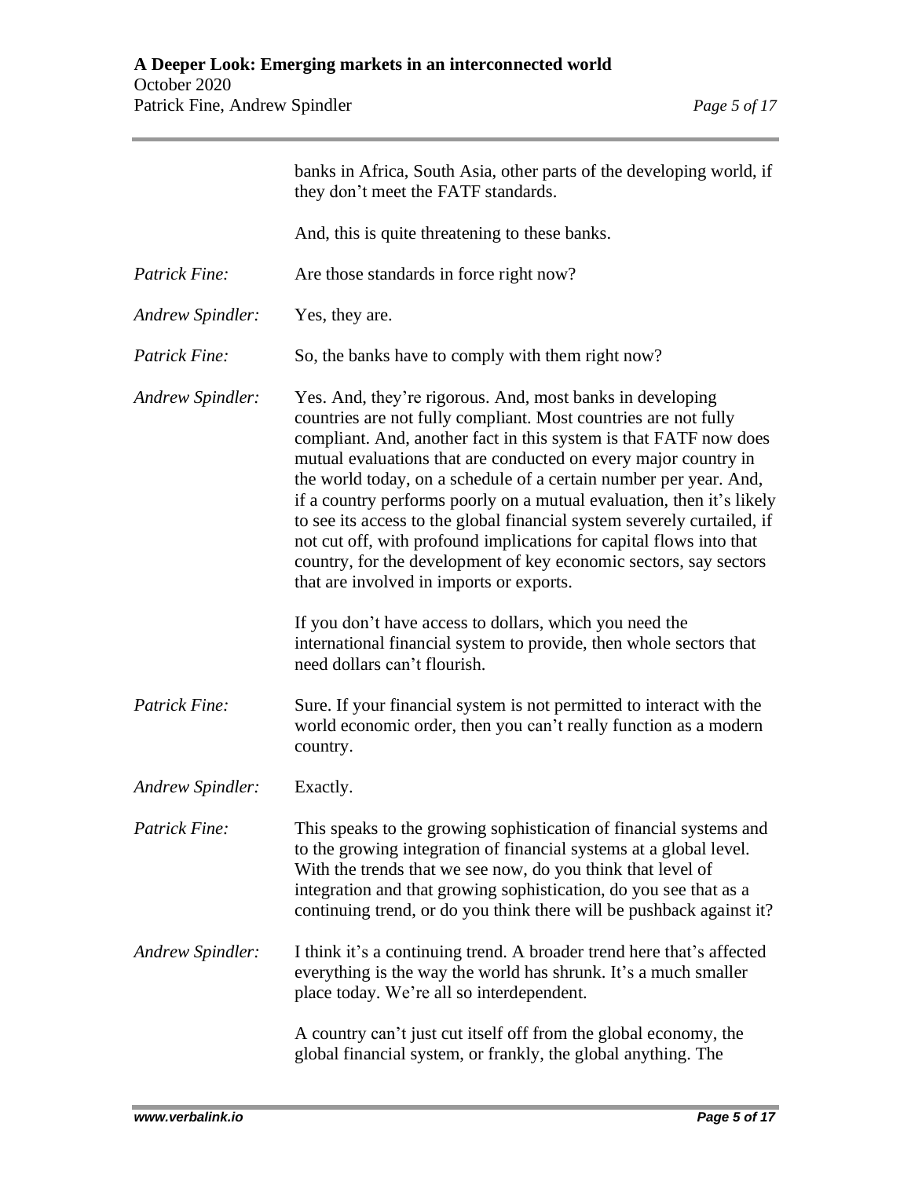banks in Africa, South Asia, other parts of the developing world, if they don't meet the FATF standards.

And, this is quite threatening to these banks.

*Patrick Fine:* Are those standards in force right now?

*Andrew Spindler:* Yes, they are.

*Patrick Fine:* So, the banks have to comply with them right now?

*Andrew Spindler:* Yes. And, they're rigorous. And, most banks in developing countries are not fully compliant. Most countries are not fully compliant. And, another fact in this system is that FATF now does mutual evaluations that are conducted on every major country in the world today, on a schedule of a certain number per year. And, if a country performs poorly on a mutual evaluation, then it's likely to see its access to the global financial system severely curtailed, if not cut off, with profound implications for capital flows into that country, for the development of key economic sectors, say sectors that are involved in imports or exports.

If you don't have access to dollars, which you need the international financial system to provide, then whole sectors that need dollars can't flourish.

*Patrick Fine:* Sure. If your financial system is not permitted to interact with the world economic order, then you can't really function as a modern country.

*Andrew Spindler:* Exactly.

*Patrick Fine:* This speaks to the growing sophistication of financial systems and to the growing integration of financial systems at a global level. With the trends that we see now, do you think that level of integration and that growing sophistication, do you see that as a continuing trend, or do you think there will be pushback against it?

*Andrew Spindler:* I think it's a continuing trend. A broader trend here that's affected everything is the way the world has shrunk. It's a much smaller place today. We're all so interdependent.

A country can't just cut itself off from the global economy, the global financial system, or frankly, the global anything. The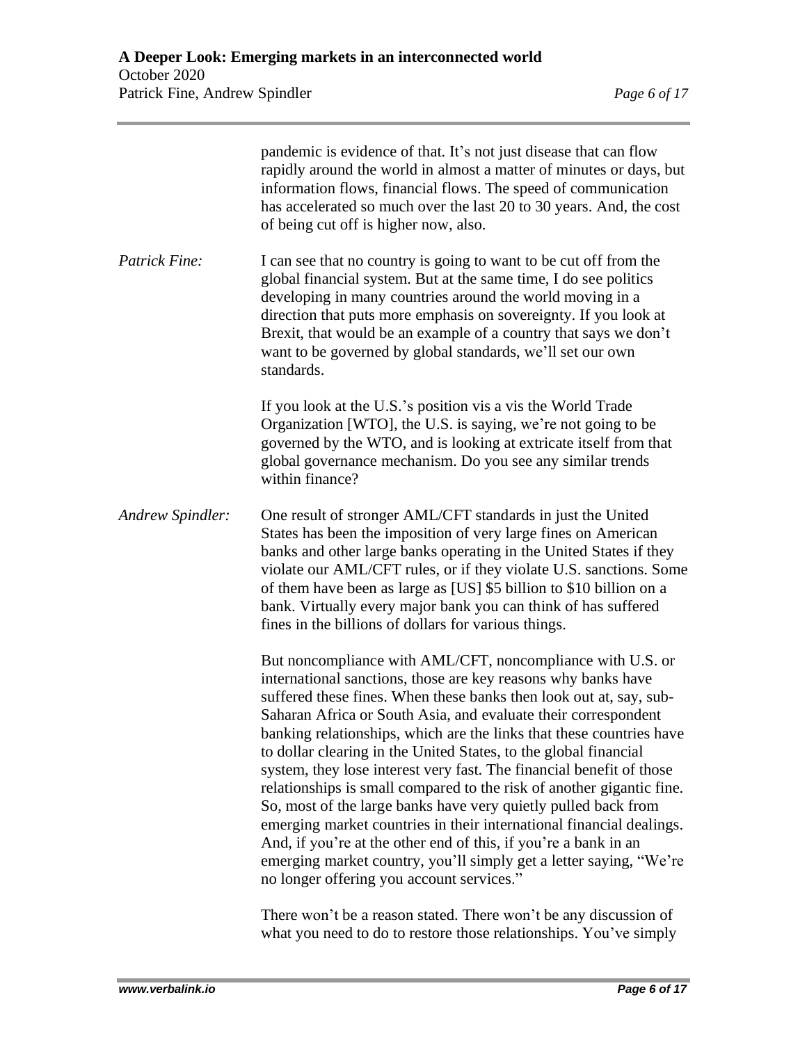pandemic is evidence of that. It's not just disease that can flow rapidly around the world in almost a matter of minutes or days, but information flows, financial flows. The speed of communication has accelerated so much over the last 20 to 30 years. And, the cost of being cut off is higher now, also.

*Patrick Fine:* I can see that no country is going to want to be cut off from the global financial system. But at the same time, I do see politics developing in many countries around the world moving in a direction that puts more emphasis on sovereignty. If you look at Brexit, that would be an example of a country that says we don't want to be governed by global standards, we'll set our own standards.

If you look at the U.S.'s position vis a vis the World Trade Organization [WTO], the U.S. is saying, we're not going to be governed by the WTO, and is looking at extricate itself from that global governance mechanism. Do you see any similar trends within finance?

*Andrew Spindler:* One result of stronger AML/CFT standards in just the United States has been the imposition of very large fines on American banks and other large banks operating in the United States if they violate our AML/CFT rules, or if they violate U.S. sanctions. Some of them have been as large as [US] $5 billion to $10 billion on a bank. Virtually every major bank you can think of has suffered fines in the billions of dollars for various things.

But noncompliance with AML/CFT, noncompliance with U.S. or international sanctions, those are key reasons why banks have suffered these fines. When these banks then look out at, say, sub-Saharan Africa or South Asia, and evaluate their correspondent banking relationships, which are the links that these countries have to dollar clearing in the United States, to the global financial system, they lose interest very fast. The financial benefit of those relationships is small compared to the risk of another gigantic fine. So, most of the large banks have very quietly pulled back from emerging market countries in their international financial dealings. And, if you're at the other end of this, if you're a bank in an emerging market country, you'll simply get a letter saying, "We're no longer offering you account services."

There won't be a reason stated. There won't be any discussion of what you need to do to restore those relationships. You've simply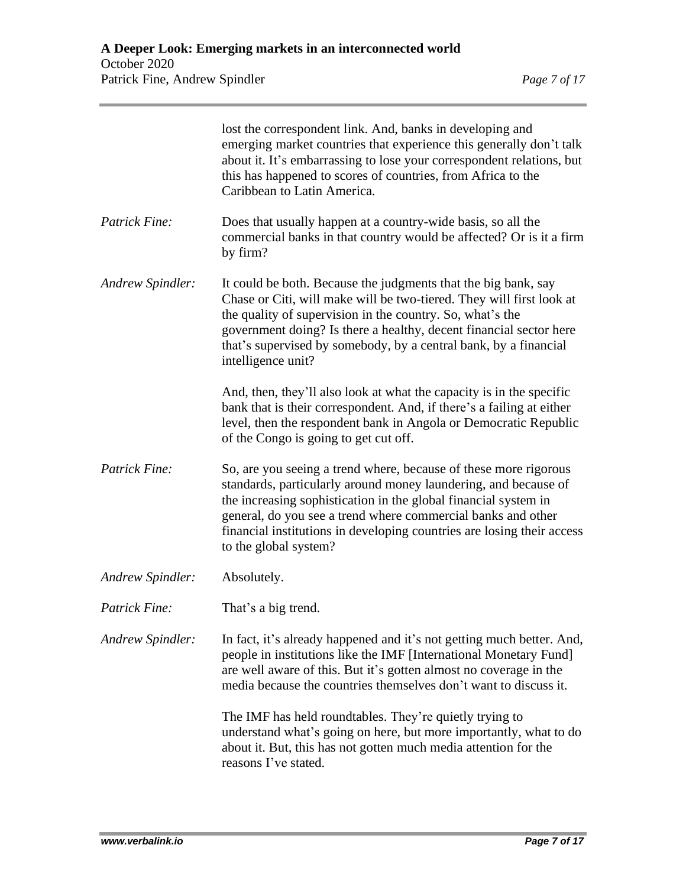lost the correspondent link. And, banks in developing and emerging market countries that experience this generally don't talk about it. It's embarrassing to lose your correspondent relations, but this has happened to scores of countries, from Africa to the Caribbean to Latin America.

*Patrick Fine:* Does that usually happen at a country-wide basis, so all the commercial banks in that country would be affected? Or is it a firm by firm?

*Andrew Spindler:* It could be both. Because the judgments that the big bank, say Chase or Citi, will make will be two-tiered. They will first look at the quality of supervision in the country. So, what's the government doing? Is there a healthy, decent financial sector here that's supervised by somebody, by a central bank, by a financial intelligence unit?

And, then, they'll also look at what the capacity is in the specific bank that is their correspondent. And, if there's a failing at either level, then the respondent bank in Angola or Democratic Republic of the Congo is going to get cut off.

*Patrick Fine:* So, are you seeing a trend where, because of these more rigorous standards, particularly around money laundering, and because of the increasing sophistication in the global financial system in general, do you see a trend where commercial banks and other financial institutions in developing countries are losing their access to the global system?

*Andrew Spindler:* Absolutely.

*Patrick Fine:* That's a big trend.

*Andrew Spindler:* In fact, it's already happened and it's not getting much better. And, people in institutions like the IMF [International Monetary Fund] are well aware of this. But it's gotten almost no coverage in the media because the countries themselves don't want to discuss it.

The IMF has held roundtables. They're quietly trying to understand what's going on here, but more importantly, what to do about it. But, this has not gotten much media attention for the reasons I've stated.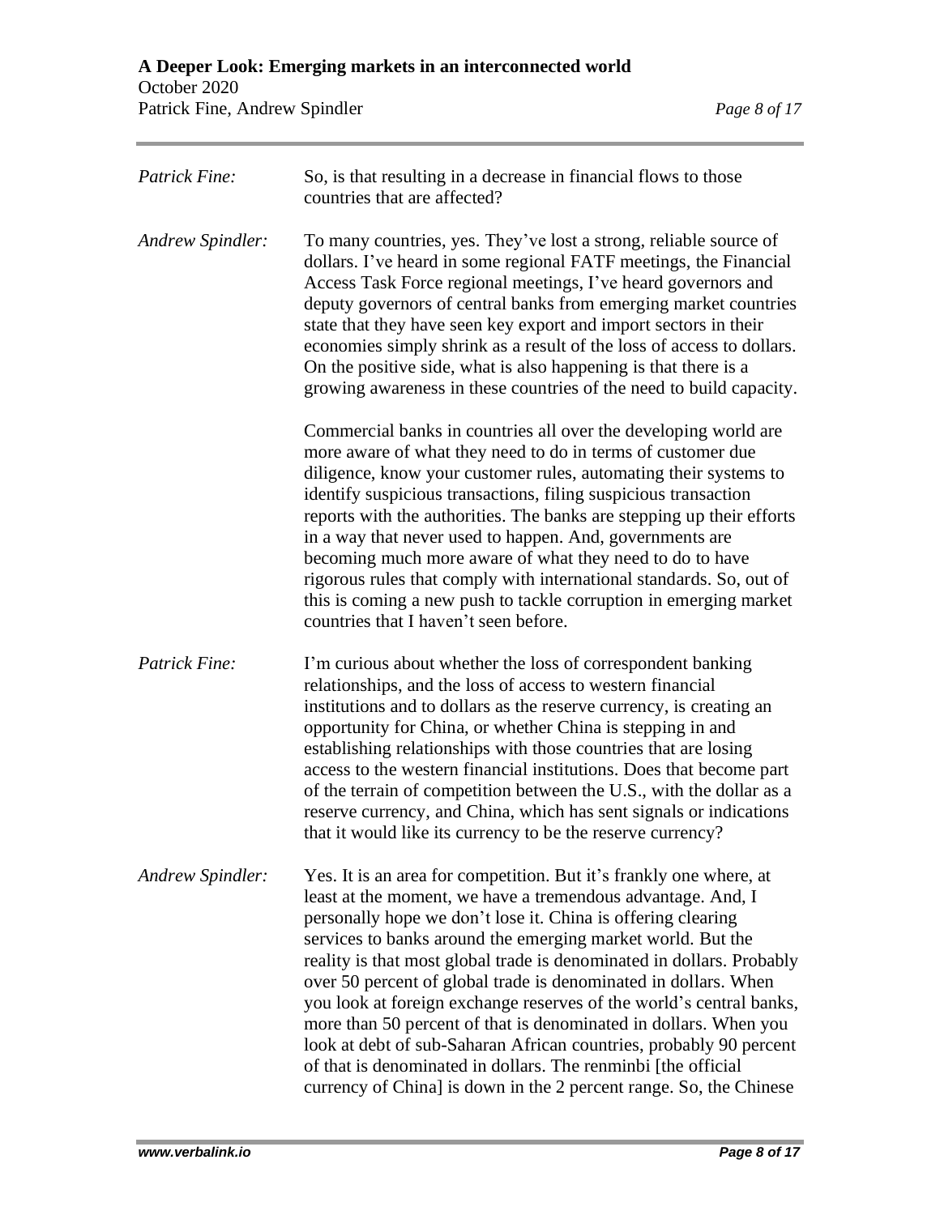*Patrick Fine:* So, is that resulting in a decrease in financial flows to those countries that are affected?

*Andrew Spindler:* To many countries, yes. They've lost a strong, reliable source of dollars. I've heard in some regional FATF meetings, the Financial Access Task Force regional meetings, I've heard governors and deputy governors of central banks from emerging market countries state that they have seen key export and import sectors in their economies simply shrink as a result of the loss of access to dollars. On the positive side, what is also happening is that there is a growing awareness in these countries of the need to build capacity.

Commercial banks in countries all over the developing world are more aware of what they need to do in terms of customer due diligence, know your customer rules, automating their systems to identify suspicious transactions, filing suspicious transaction reports with the authorities. The banks are stepping up their efforts in a way that never used to happen. And, governments are becoming much more aware of what they need to do to have rigorous rules that comply with international standards. So, out of this is coming a new push to tackle corruption in emerging market countries that I haven't seen before.

*Patrick Fine:* I'm curious about whether the loss of correspondent banking relationships, and the loss of access to western financial institutions and to dollars as the reserve currency, is creating an opportunity for China, or whether China is stepping in and establishing relationships with those countries that are losing access to the western financial institutions. Does that become part of the terrain of competition between the U.S., with the dollar as a reserve currency, and China, which has sent signals or indications that it would like its currency to be the reserve currency?

*Andrew Spindler:* Yes. It is an area for competition. But it's frankly one where, at least at the moment, we have a tremendous advantage. And, I personally hope we don't lose it. China is offering clearing services to banks around the emerging market world. But the reality is that most global trade is denominated in dollars. Probably over 50 percent of global trade is denominated in dollars. When you look at foreign exchange reserves of the world's central banks, more than 50 percent of that is denominated in dollars. When you look at debt of sub-Saharan African countries, probably 90 percent of that is denominated in dollars. The renminbi [the official currency of China] is down in the 2 percent range. So, the Chinese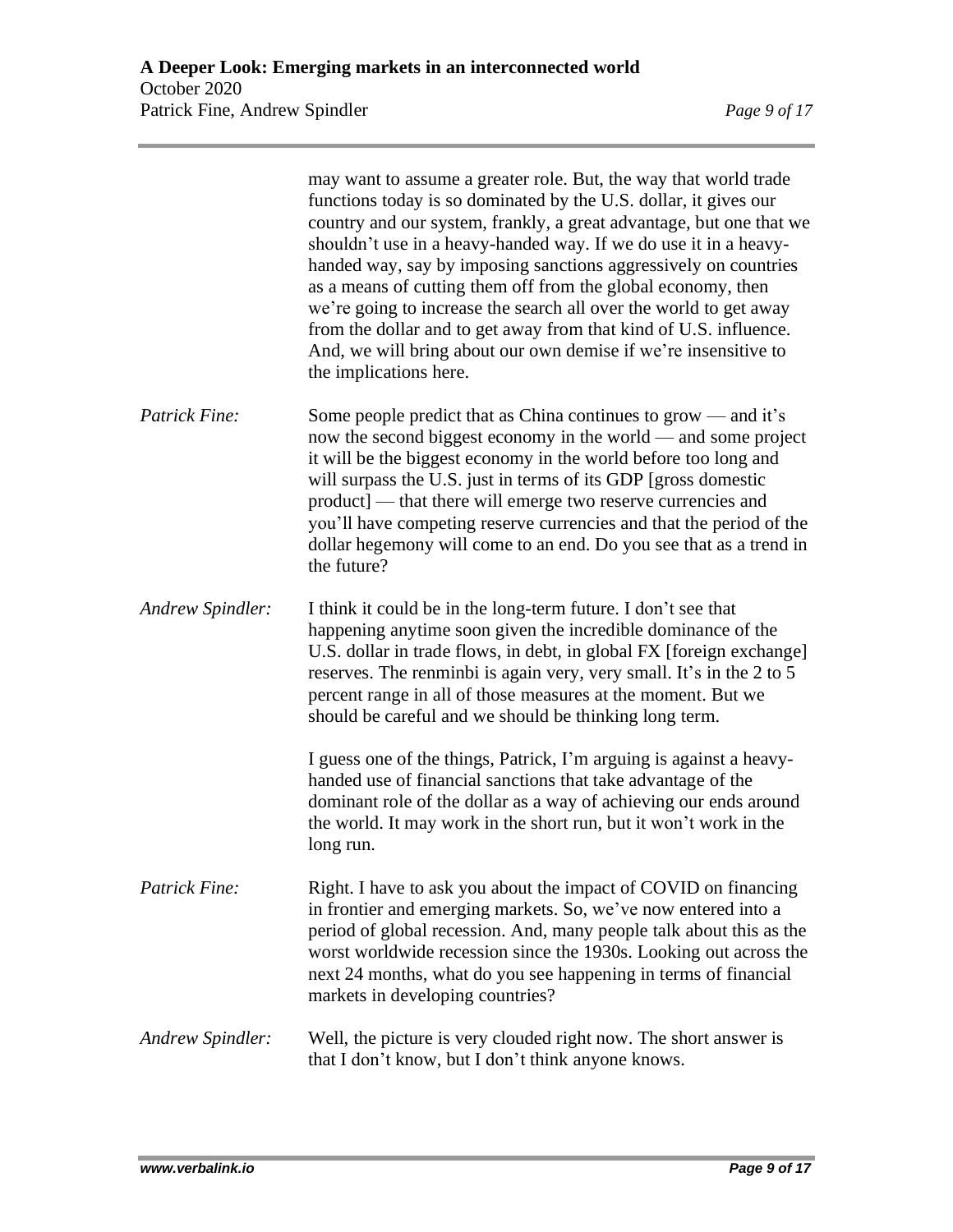may want to assume a greater role. But, the way that world trade functions today is so dominated by the U.S. dollar, it gives our country and our system, frankly, a great advantage, but one that we shouldn't use in a heavy-handed way. If we do use it in a heavy-handed way, say by imposing sanctions aggressively on countries as a means of cutting them off from the global economy, then we're going to increase the search all over the world to get away from the dollar and to get away from that kind of U.S. influence. And, we will bring about our own demise if we're insensitive to the implications here.

*Patrick Fine:* Some people predict that as China continues to grow — and it's now the second biggest economy in the world — and some project it will be the biggest economy in the world before too long and will surpass the U.S. just in terms of its GDP [gross domestic product] — that there will emerge two reserve currencies and you'll have competing reserve currencies and that the period of the dollar hegemony will come to an end. Do you see that as a trend in the future?

*Andrew Spindler:* I think it could be in the long-term future. I don't see that happening anytime soon given the incredible dominance of the U.S. dollar in trade flows, in debt, in global FX [foreign exchange] reserves. The renminbi is again very, very small. It's in the 2 to 5 percent range in all of those measures at the moment. But we should be careful and we should be thinking long term.

I guess one of the things, Patrick, I'm arguing is against a heavy-handed use of financial sanctions that take advantage of the dominant role of the dollar as a way of achieving our ends around the world. It may work in the short run, but it won't work in the long run.

*Patrick Fine:* Right. I have to ask you about the impact of COVID on financing in frontier and emerging markets. So, we've now entered into a period of global recession. And, many people talk about this as the worst worldwide recession since the 1930s. Looking out across the next 24 months, what do you see happening in terms of financial markets in developing countries?

*Andrew Spindler:* Well, the picture is very clouded right now. The short answer is that I don't know, but I don't think anyone knows.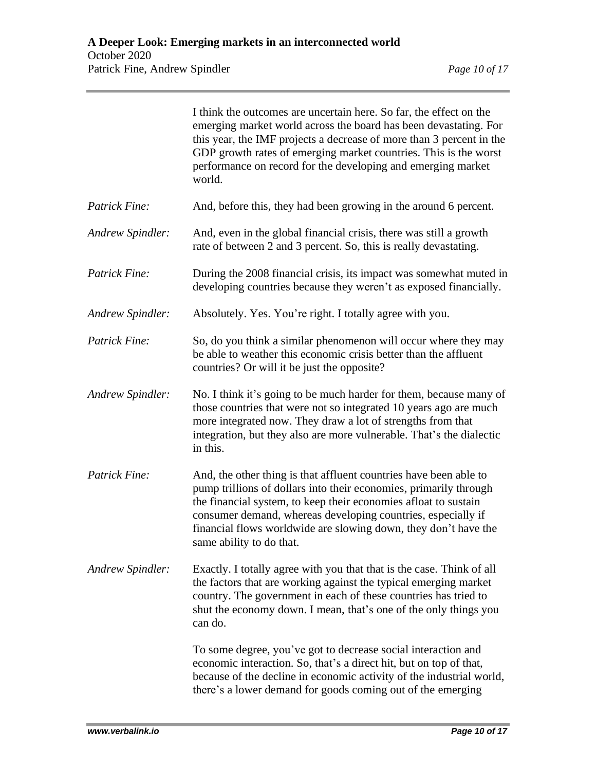I think the outcomes are uncertain here. So far, the effect on the emerging market world across the board has been devastating. For this year, the IMF projects a decrease of more than 3 percent in the GDP growth rates of emerging market countries. This is the worst performance on record for the developing and emerging market world.

*Patrick Fine:* And, before this, they had been growing in the around 6 percent.

*Andrew Spindler:* And, even in the global financial crisis, there was still a growth rate of between 2 and 3 percent. So, this is really devastating.

*Patrick Fine:* During the 2008 financial crisis, its impact was somewhat muted in developing countries because they weren't as exposed financially.

*Andrew Spindler:* Absolutely. Yes. You're right. I totally agree with you.

*Patrick Fine:* So, do you think a similar phenomenon will occur where they may be able to weather this economic crisis better than the affluent countries? Or will it be just the opposite?

*Andrew Spindler:* No. I think it's going to be much harder for them, because many of those countries that were not so integrated 10 years ago are much more integrated now. They draw a lot of strengths from that integration, but they also are more vulnerable. That's the dialectic in this.

*Patrick Fine:* And, the other thing is that affluent countries have been able to pump trillions of dollars into their economies, primarily through the financial system, to keep their economies afloat to sustain consumer demand, whereas developing countries, especially if financial flows worldwide are slowing down, they don't have the same ability to do that.

*Andrew Spindler:* Exactly. I totally agree with you that that is the case. Think of all the factors that are working against the typical emerging market country. The government in each of these countries has tried to shut the economy down. I mean, that's one of the only things you can do.

To some degree, you've got to decrease social interaction and economic interaction. So, that's a direct hit, but on top of that, because of the decline in economic activity of the industrial world, there's a lower demand for goods coming out of the emerging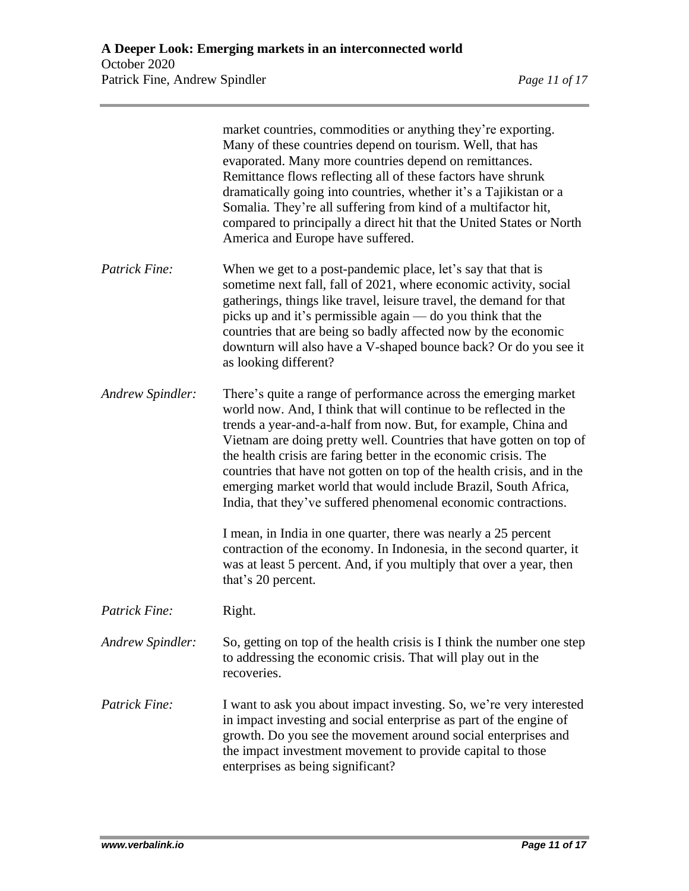market countries, commodities or anything they're exporting. Many of these countries depend on tourism. Well, that has evaporated. Many more countries depend on remittances. Remittance flows reflecting all of these factors have shrunk dramatically going into countries, whether it's a Tajikistan or a Somalia. They're all suffering from kind of a multifactor hit, compared to principally a direct hit that the United States or North America and Europe have suffered.

*Patrick Fine:* When we get to a post-pandemic place, let's say that that is sometime next fall, fall of 2021, where economic activity, social gatherings, things like travel, leisure travel, the demand for that picks up and it's permissible again — do you think that the countries that are being so badly affected now by the economic downturn will also have a V-shaped bounce back? Or do you see it as looking different?

*Andrew Spindler:* There's quite a range of performance across the emerging market world now. And, I think that will continue to be reflected in the trends a year-and-a-half from now. But, for example, China and Vietnam are doing pretty well. Countries that have gotten on top of the health crisis are faring better in the economic crisis. The countries that have not gotten on top of the health crisis, and in the emerging market world that would include Brazil, South Africa, India, that they've suffered phenomenal economic contractions.

I mean, in India in one quarter, there was nearly a 25 percent contraction of the economy. In Indonesia, in the second quarter, it was at least 5 percent. And, if you multiply that over a year, then that's 20 percent.

*Patrick Fine:* Right.

*Andrew Spindler:* So, getting on top of the health crisis is I think the number one step to addressing the economic crisis. That will play out in the recoveries.

*Patrick Fine:* I want to ask you about impact investing. So, we're very interested in impact investing and social enterprise as part of the engine of growth. Do you see the movement around social enterprises and the impact investment movement to provide capital to those enterprises as being significant?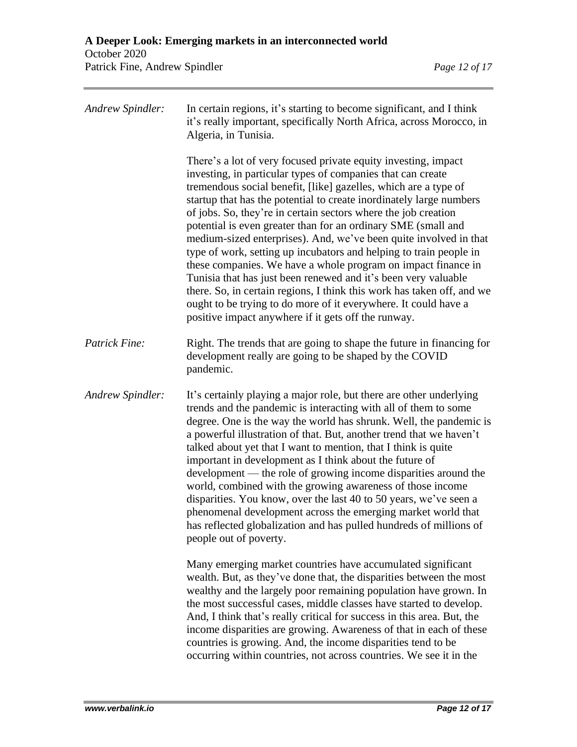*Andrew Spindler:* In certain regions, it's starting to become significant, and I think it's really important, specifically North Africa, across Morocco, in Algeria, in Tunisia.

There's a lot of very focused private equity investing, impact investing, in particular types of companies that can create tremendous social benefit, [like] gazelles, which are a type of startup that has the potential to create inordinately large numbers of jobs. So, they're in certain sectors where the job creation potential is even greater than for an ordinary SME (small and medium-sized enterprises). And, we've been quite involved in that type of work, setting up incubators and helping to train people in these companies. We have a whole program on impact finance in Tunisia that has just been renewed and it's been very valuable there. So, in certain regions, I think this work has taken off, and we ought to be trying to do more of it everywhere. It could have a positive impact anywhere if it gets off the runway.

*Patrick Fine:* Right. The trends that are going to shape the future in financing for development really are going to be shaped by the COVID pandemic.

*Andrew Spindler:* It's certainly playing a major role, but there are other underlying trends and the pandemic is interacting with all of them to some degree. One is the way the world has shrunk. Well, the pandemic is a powerful illustration of that. But, another trend that we haven't talked about yet that I want to mention, that I think is quite important in development as I think about the future of development — the role of growing income disparities around the world, combined with the growing awareness of those income disparities. You know, over the last 40 to 50 years, we've seen a phenomenal development across the emerging market world that has reflected globalization and has pulled hundreds of millions of people out of poverty.

Many emerging market countries have accumulated significant wealth. But, as they've done that, the disparities between the most wealthy and the largely poor remaining population have grown. In the most successful cases, middle classes have started to develop. And, I think that's really critical for success in this area. But, the income disparities are growing. Awareness of that in each of these countries is growing. And, the income disparities tend to be occurring within countries, not across countries. We see it in the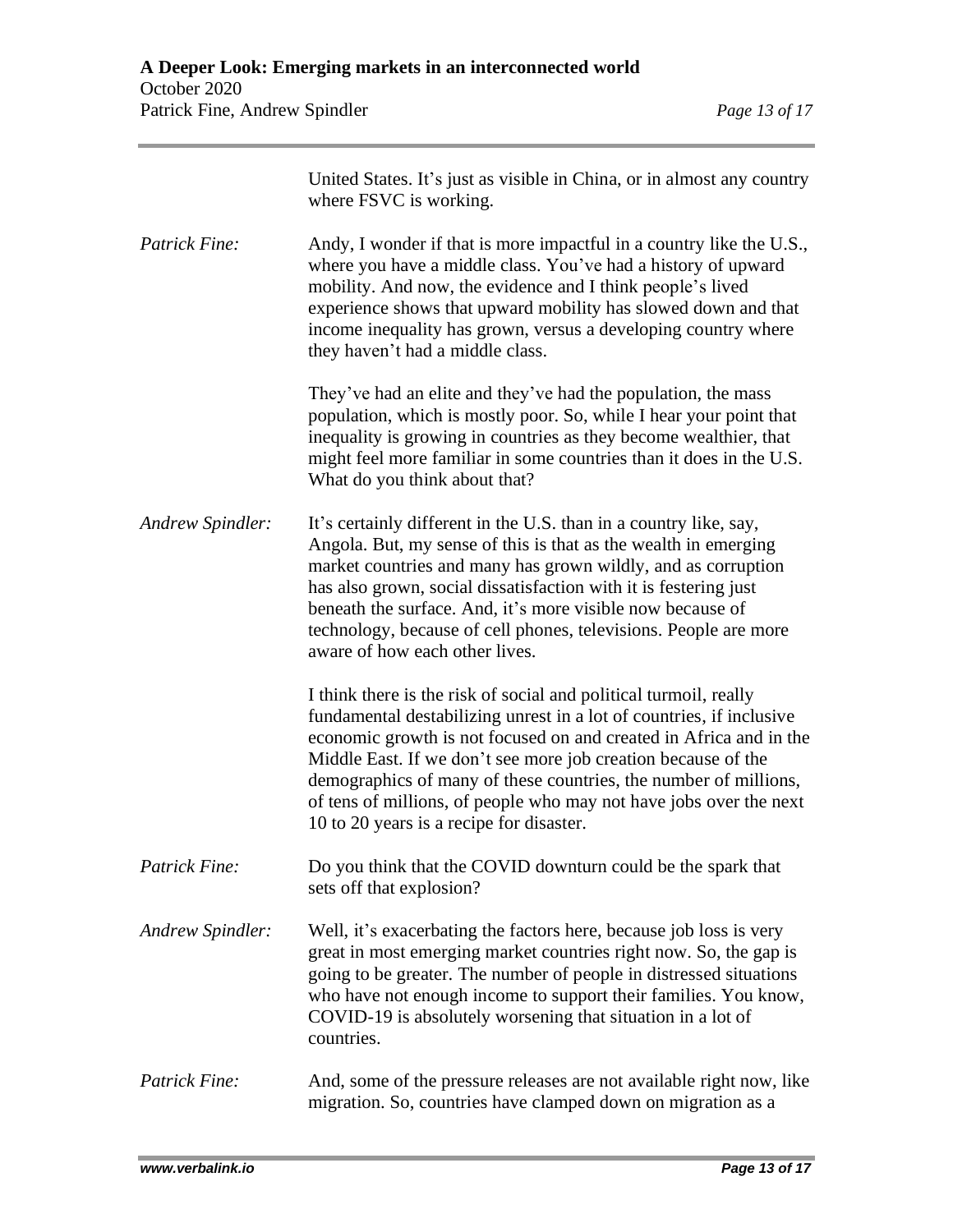United States. It's just as visible in China, or in almost any country where FSVC is working.

*Patrick Fine:* Andy, I wonder if that is more impactful in a country like the U.S., where you have a middle class. You've had a history of upward mobility. And now, the evidence and I think people's lived experience shows that upward mobility has slowed down and that income inequality has grown, versus a developing country where they haven't had a middle class.

They've had an elite and they've had the population, the mass population, which is mostly poor. So, while I hear your point that inequality is growing in countries as they become wealthier, that might feel more familiar in some countries than it does in the U.S. What do you think about that?

*Andrew Spindler:* It's certainly different in the U.S. than in a country like, say, Angola. But, my sense of this is that as the wealth in emerging market countries and many has grown wildly, and as corruption has also grown, social dissatisfaction with it is festering just beneath the surface. And, it's more visible now because of technology, because of cell phones, televisions. People are more aware of how each other lives.

I think there is the risk of social and political turmoil, really fundamental destabilizing unrest in a lot of countries, if inclusive economic growth is not focused on and created in Africa and in the Middle East. If we don't see more job creation because of the demographics of many of these countries, the number of millions, of tens of millions, of people who may not have jobs over the next 10 to 20 years is a recipe for disaster.

*Patrick Fine:* Do you think that the COVID downturn could be the spark that sets off that explosion?

*Andrew Spindler:* Well, it's exacerbating the factors here, because job loss is very great in most emerging market countries right now. So, the gap is going to be greater. The number of people in distressed situations who have not enough income to support their families. You know, COVID-19 is absolutely worsening that situation in a lot of countries.

*Patrick Fine:* And, some of the pressure releases are not available right now, like migration. So, countries have clamped down on migration as a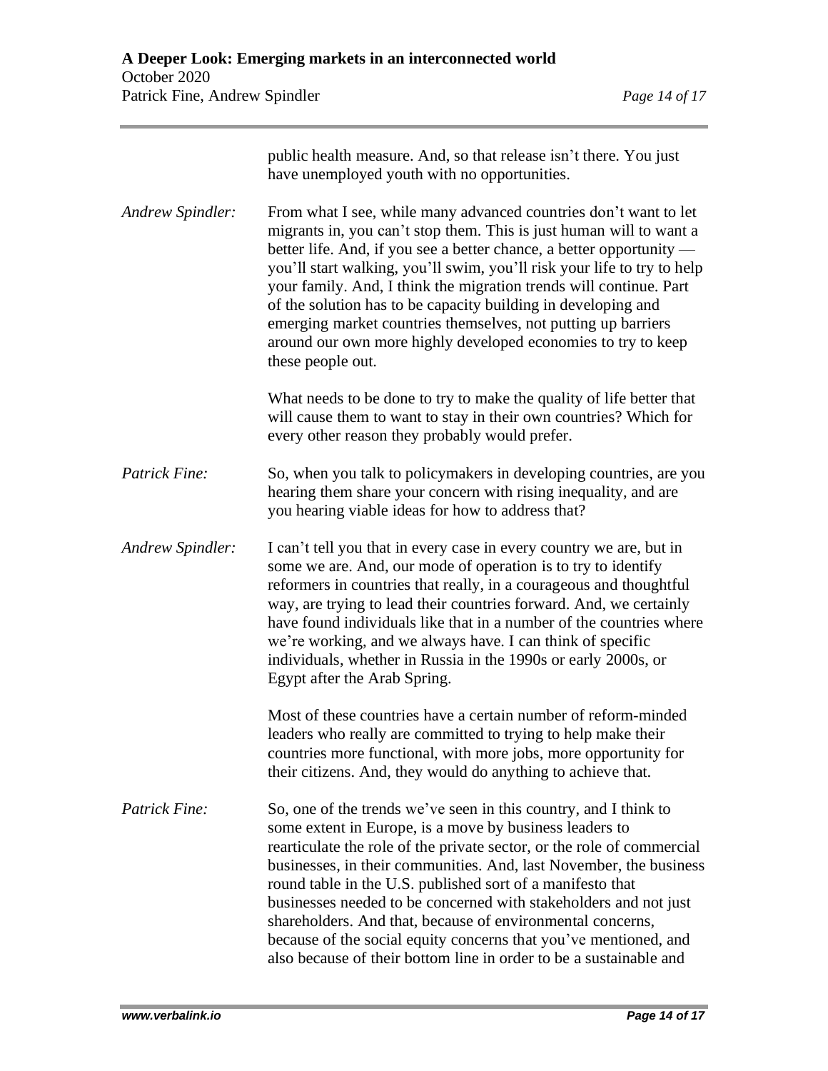public health measure. And, so that release isn't there. You just have unemployed youth with no opportunities.

*Andrew Spindler:* From what I see, while many advanced countries don't want to let migrants in, you can't stop them. This is just human will to want a better life. And, if you see a better chance, a better opportunity — you'll start walking, you'll swim, you'll risk your life to try to help your family. And, I think the migration trends will continue. Part of the solution has to be capacity building in developing and emerging market countries themselves, not putting up barriers around our own more highly developed economies to try to keep these people out.

What needs to be done to try to make the quality of life better that will cause them to want to stay in their own countries? Which for every other reason they probably would prefer.

*Patrick Fine:* So, when you talk to policymakers in developing countries, are you hearing them share your concern with rising inequality, and are you hearing viable ideas for how to address that?

*Andrew Spindler:* I can't tell you that in every case in every country we are, but in some we are. And, our mode of operation is to try to identify reformers in countries that really, in a courageous and thoughtful way, are trying to lead their countries forward. And, we certainly have found individuals like that in a number of the countries where we're working, and we always have. I can think of specific individuals, whether in Russia in the 1990s or early 2000s, or Egypt after the Arab Spring.

Most of these countries have a certain number of reform-minded leaders who really are committed to trying to help make their countries more functional, with more jobs, more opportunity for their citizens. And, they would do anything to achieve that.

*Patrick Fine:* So, one of the trends we've seen in this country, and I think to some extent in Europe, is a move by business leaders to rearticulate the role of the private sector, or the role of commercial businesses, in their communities. And, last November, the business round table in the U.S. published sort of a manifesto that businesses needed to be concerned with stakeholders and not just shareholders. And that, because of environmental concerns, because of the social equity concerns that you've mentioned, and also because of their bottom line in order to be a sustainable and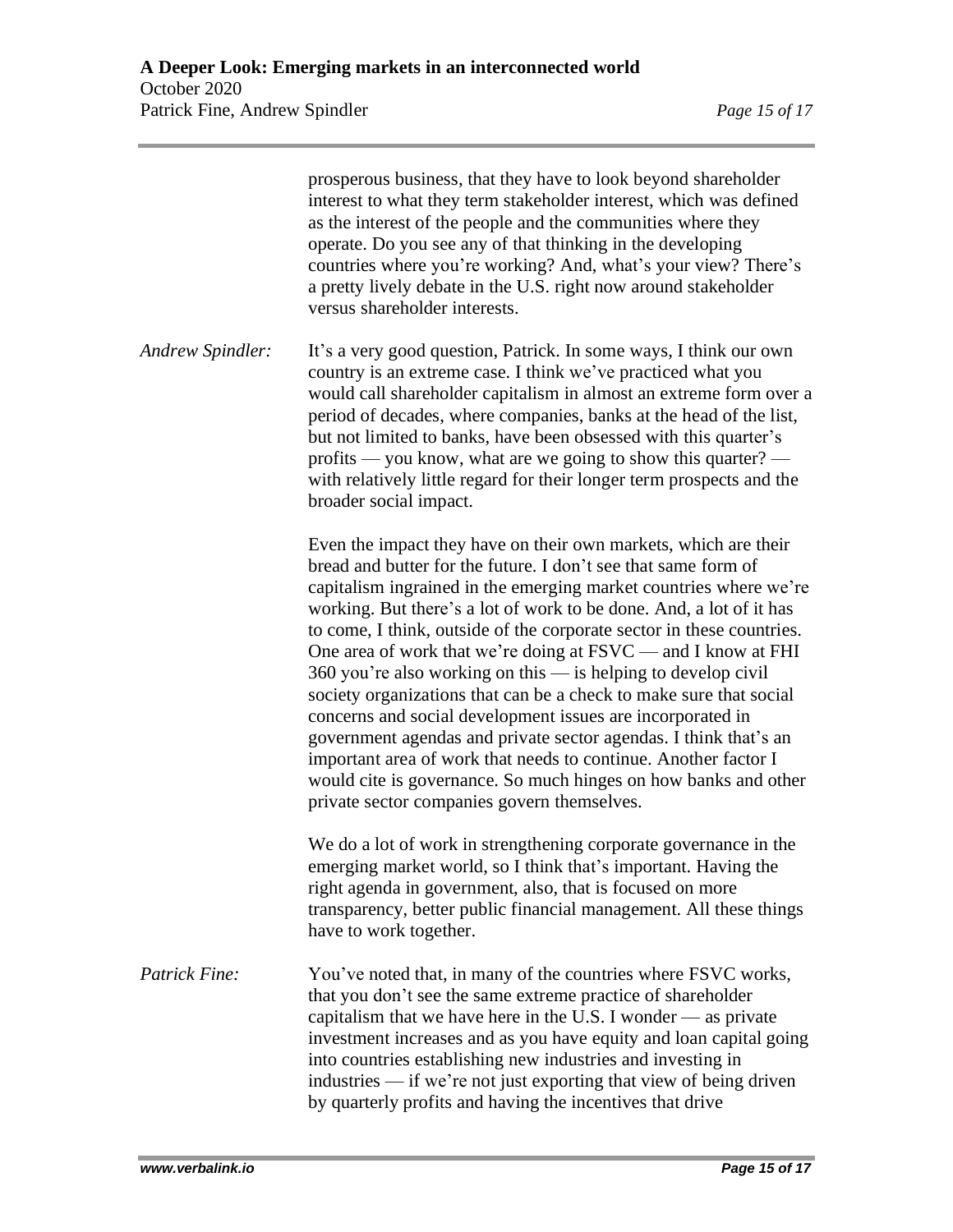prosperous business, that they have to look beyond shareholder interest to what they term stakeholder interest, which was defined as the interest of the people and the communities where they operate. Do you see any of that thinking in the developing countries where you're working? And, what's your view? There's a pretty lively debate in the U.S. right now around stakeholder versus shareholder interests.

*Andrew Spindler:* It's a very good question, Patrick. In some ways, I think our own country is an extreme case. I think we've practiced what you would call shareholder capitalism in almost an extreme form over a period of decades, where companies, banks at the head of the list, but not limited to banks, have been obsessed with this quarter's profits — you know, what are we going to show this quarter? — with relatively little regard for their longer term prospects and the broader social impact.

Even the impact they have on their own markets, which are their bread and butter for the future. I don't see that same form of capitalism ingrained in the emerging market countries where we're working. But there's a lot of work to be done. And, a lot of it has to come, I think, outside of the corporate sector in these countries. One area of work that we're doing at FSVC — and I know at FHI 360 you're also working on this — is helping to develop civil society organizations that can be a check to make sure that social concerns and social development issues are incorporated in government agendas and private sector agendas. I think that's an important area of work that needs to continue. Another factor I would cite is governance. So much hinges on how banks and other private sector companies govern themselves.

We do a lot of work in strengthening corporate governance in the emerging market world, so I think that's important. Having the right agenda in government, also, that is focused on more transparency, better public financial management. All these things have to work together.

*Patrick Fine:* You've noted that, in many of the countries where FSVC works, that you don't see the same extreme practice of shareholder capitalism that we have here in the U.S. I wonder — as private investment increases and as you have equity and loan capital going into countries establishing new industries and investing in industries — if we're not just exporting that view of being driven by quarterly profits and having the incentives that drive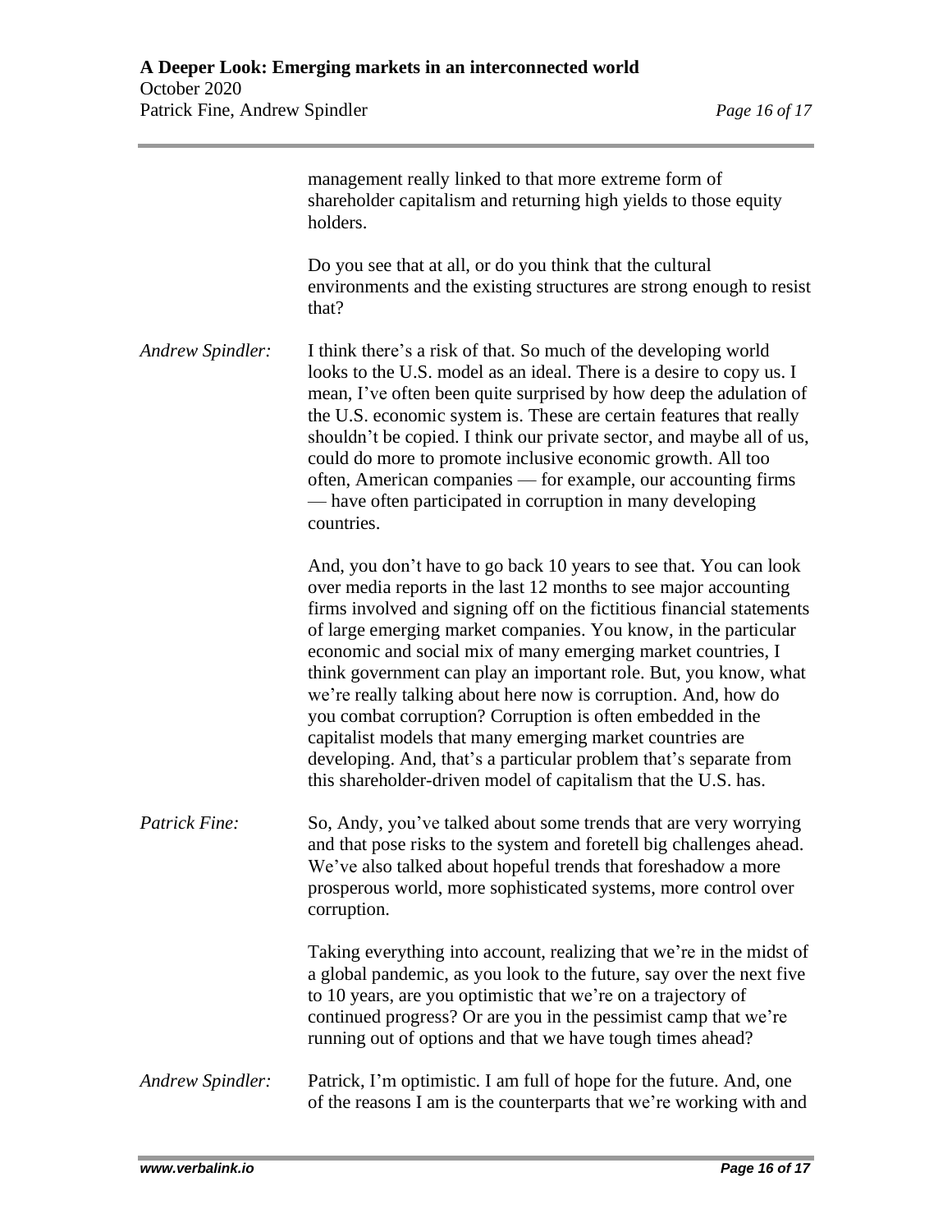management really linked to that more extreme form of shareholder capitalism and returning high yields to those equity holders.

Do you see that at all, or do you think that the cultural environments and the existing structures are strong enough to resist that?

*Andrew Spindler:* I think there's a risk of that. So much of the developing world looks to the U.S. model as an ideal. There is a desire to copy us. I mean, I've often been quite surprised by how deep the adulation of the U.S. economic system is. These are certain features that really shouldn't be copied. I think our private sector, and maybe all of us, could do more to promote inclusive economic growth. All too often, American companies — for example, our accounting firms — have often participated in corruption in many developing countries.

And, you don't have to go back 10 years to see that. You can look over media reports in the last 12 months to see major accounting firms involved and signing off on the fictitious financial statements of large emerging market companies. You know, in the particular economic and social mix of many emerging market countries, I think government can play an important role. But, you know, what we're really talking about here now is corruption. And, how do you combat corruption? Corruption is often embedded in the capitalist models that many emerging market countries are developing. And, that's a particular problem that's separate from this shareholder-driven model of capitalism that the U.S. has.

*Patrick Fine:* So, Andy, you've talked about some trends that are very worrying and that pose risks to the system and foretell big challenges ahead. We've also talked about hopeful trends that foreshadow a more prosperous world, more sophisticated systems, more control over corruption.

Taking everything into account, realizing that we're in the midst of a global pandemic, as you look to the future, say over the next five to 10 years, are you optimistic that we're on a trajectory of continued progress? Or are you in the pessimist camp that we're running out of options and that we have tough times ahead?

*Andrew Spindler:* Patrick, I'm optimistic. I am full of hope for the future. And, one of the reasons I am is the counterparts that we're working with and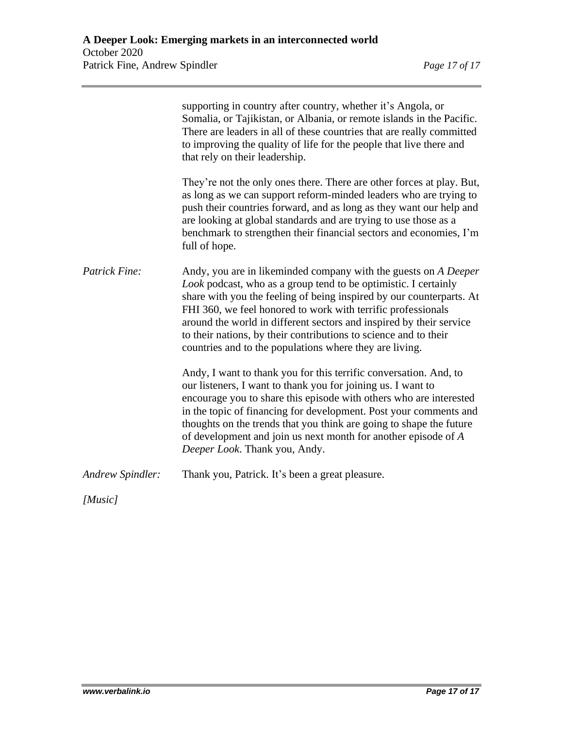supporting in country after country, whether it's Angola, or Somalia, or Tajikistan, or Albania, or remote islands in the Pacific. There are leaders in all of these countries that are really committed to improving the quality of life for the people that live there and that rely on their leadership.

They're not the only ones there. There are other forces at play. But, as long as we can support reform-minded leaders who are trying to push their countries forward, and as long as they want our help and are looking at global standards and are trying to use those as a benchmark to strengthen their financial sectors and economies, I'm full of hope.

*Patrick Fine:* Andy, you are in likeminded company with the guests on *A Deeper Look* podcast, who as a group tend to be optimistic. I certainly share with you the feeling of being inspired by our counterparts. At FHI 360, we feel honored to work with terrific professionals around the world in different sectors and inspired by their service to their nations, by their contributions to science and to their countries and to the populations where they are living.

Andy, I want to thank you for this terrific conversation. And, to our listeners, I want to thank you for joining us. I want to encourage you to share this episode with others who are interested in the topic of financing for development. Post your comments and thoughts on the trends that you think are going to shape the future of development and join us next month for another episode of *A Deeper Look*. Thank you, Andy.

*Andrew Spindler:* Thank you, Patrick. It's been a great pleasure.

*[Music]*